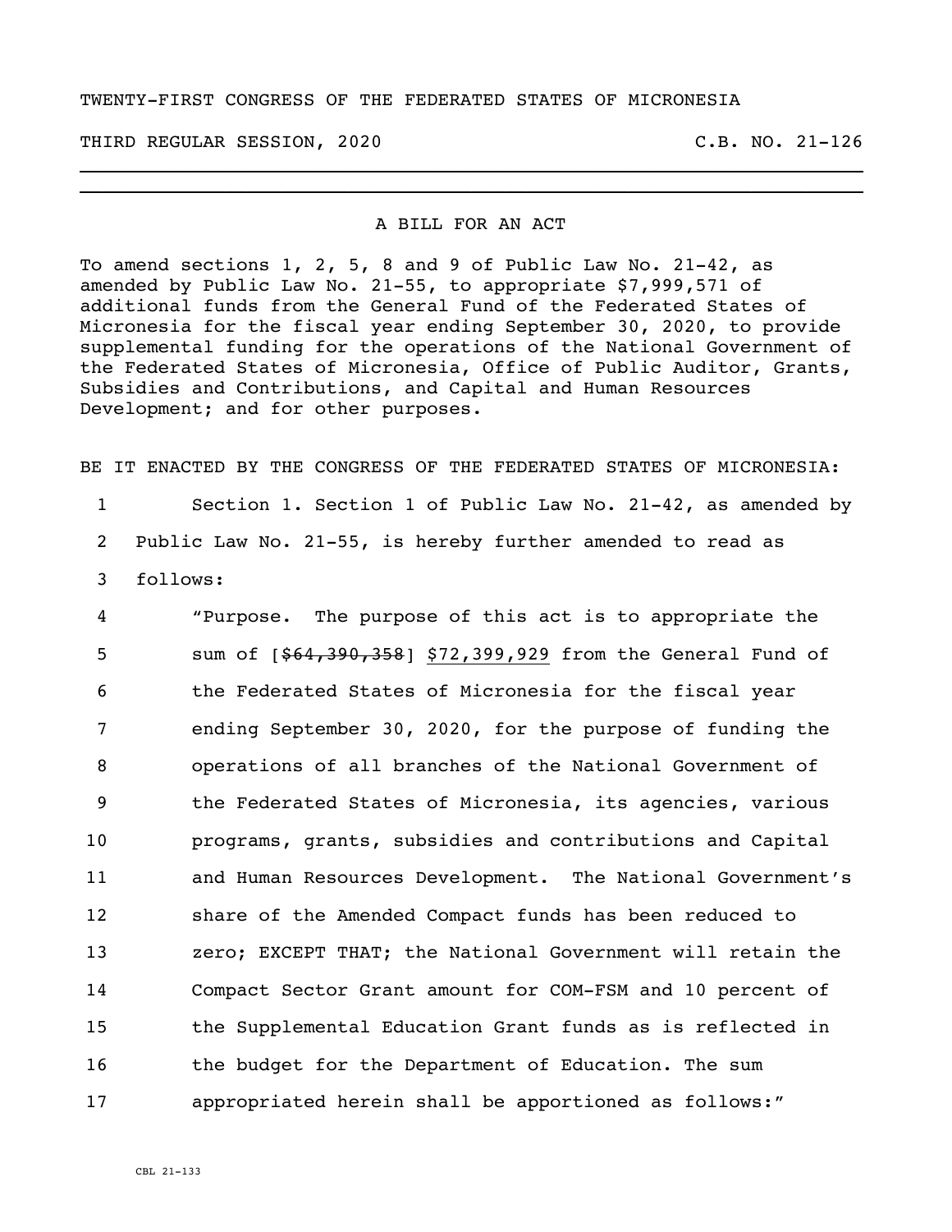TWENTY-FIRST CONGRESS OF THE FEDERATED STATES OF MICRONESIA

THIRD REGULAR SESSION, 2020 C.B. NO. 21-126

---

A BILL FOR AN ACT

To amend sections 1, 2, 5, 8 and 9 of Public Law No. 21-42, as amended by Public Law No. 21-55, to appropriate $7,999,571 of additional funds from the General Fund of the Federated States of Micronesia for the fiscal year ending September 30, 2020, to provide supplemental funding for the operations of the National Government of the Federated States of Micronesia, Office of Public Auditor, Grants, Subsidies and Contributions, and Capital and Human Resources Development; and for other purposes.

BE IT ENACTED BY THE CONGRESS OF THE FEDERATED STATES OF MICRONESIA:

1 Section 1. Section 1 of Public Law No. 21-42, as amended by
2 Public Law No. 21-55, is hereby further amended to read as
3 follows:
4 "Purpose. The purpose of this act is to appropriate the
5 sum of [~~$64,390,358~~] <u>$72,399,929</u> from the General Fund of
6 the Federated States of Micronesia for the fiscal year
7 ending September 30, 2020, for the purpose of funding the
8 operations of all branches of the National Government of
9 the Federated States of Micronesia, its agencies, various
10 programs, grants, subsidies and contributions and Capital
11 and Human Resources Development. The National Government's
12 share of the Amended Compact funds has been reduced to
13 zero; EXCEPT THAT; the National Government will retain the
14 Compact Sector Grant amount for COM-FSM and 10 percent of
15 the Supplemental Education Grant funds as is reflected in
16 the budget for the Department of Education. The sum
17 appropriated herein shall be apportioned as follows:"

CBL 21-133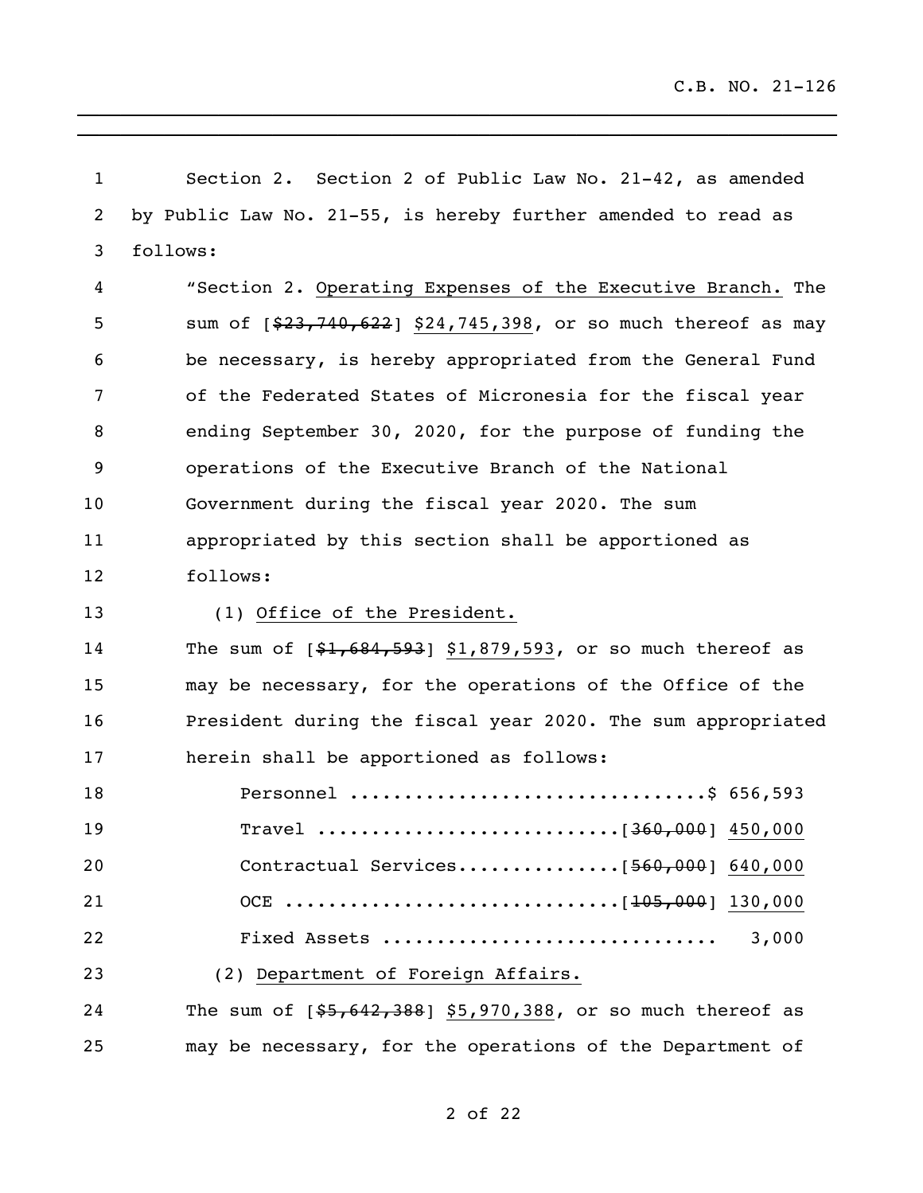Section 2. Section 2 of Public Law No. 21-42, as amended by Public Law No. 21-55, is hereby further amended to read as follows:

"Section 2. Operating Expenses of the Executive Branch. The sum of [~~$23,740,622~~] $24,745,398, or so much thereof as may be necessary, is hereby appropriated from the General Fund of the Federated States of Micronesia for the fiscal year ending September 30, 2020, for the purpose of funding the operations of the Executive Branch of the National Government during the fiscal year 2020. The sum appropriated by this section shall be apportioned as follows:

(1) Office of the President.

The sum of [~~$1,684,593~~] $1,879,593, or so much thereof as may be necessary, for the operations of the Office of the President during the fiscal year 2020. The sum appropriated herein shall be apportioned as follows:

Personnel ................................$ 656,593

Travel ...........................[~~360,000~~] 450,000

Contractual Services...............[~~560,000~~] 640,000

OCE ..............................[~~105,000~~] 130,000

Fixed Assets .............................. 3,000

(2) Department of Foreign Affairs.

The sum of [~~$5,642,388~~] $5,970,388, or so much thereof as may be necessary, for the operations of the Department of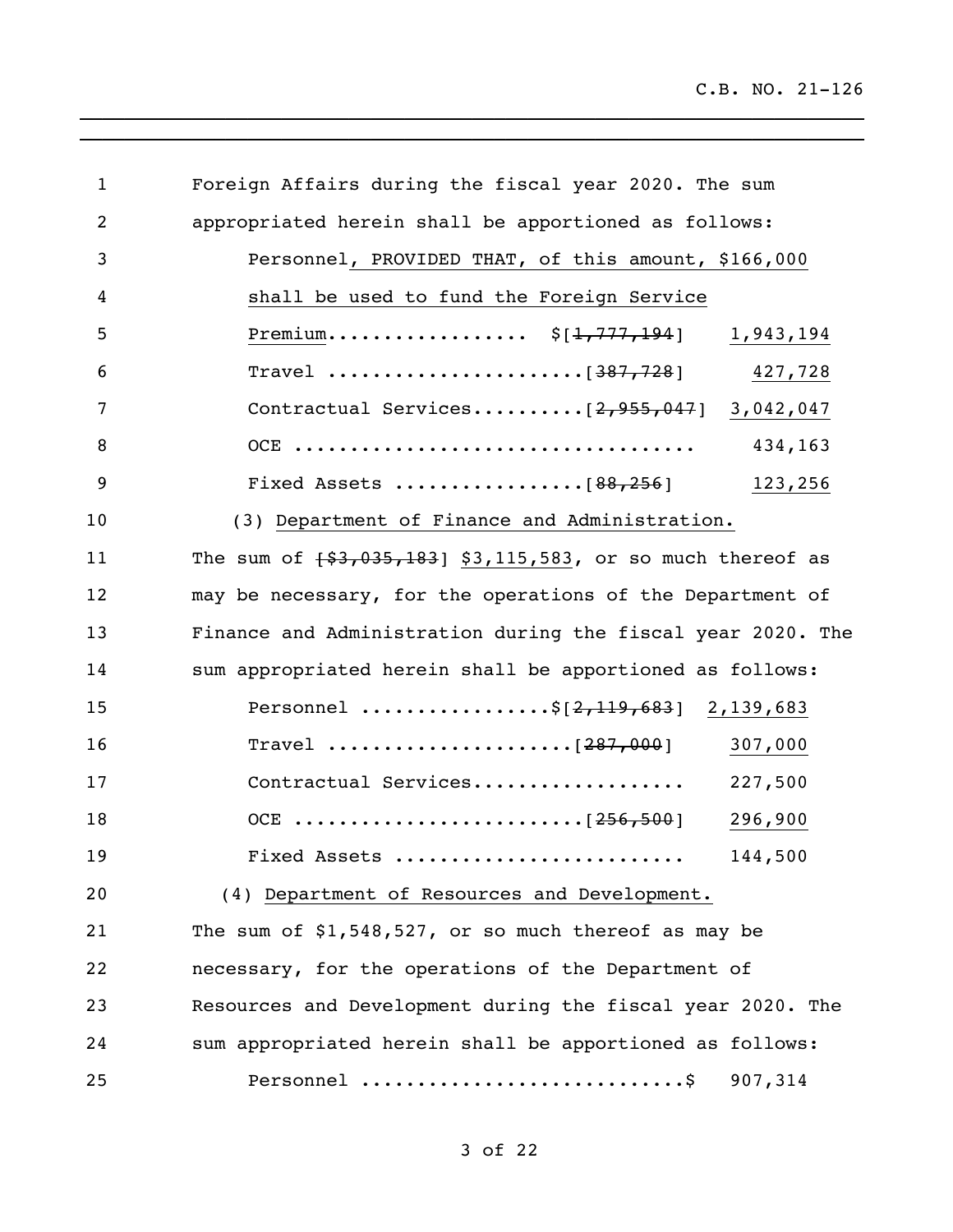Foreign Affairs during the fiscal year 2020. The sum appropriated herein shall be apportioned as follows:

| | | |
|---|---|---|
| Personnel, PROVIDED THAT, of this amount, $166,000 shall be used to fund the Foreign Service Premium.................. | $[~~1,777,194~~] | 1,943,194 |
| Travel ...................... | [~~387,728~~] | 427,728 |
| Contractual Services.......... | [~~2,955,047~~] | 3,042,047 |
| OCE .................................. | | 434,163 |
| Fixed Assets ................ | [~~88,256~~] | 123,256 |

(3) Department of Finance and Administration.

The sum of [~~$3,035,183~~] $3,115,583, or so much thereof as may be necessary, for the operations of the Department of Finance and Administration during the fiscal year 2020. The sum appropriated herein shall be apportioned as follows:

| | | |
|---|---|---|
| Personnel ................ | $[~~2,119,683~~] | 2,139,683 |
| Travel ..................... | [~~287,000~~] | 307,000 |
| Contractual Services.................. | | 227,500 |
| OCE ......................... | [~~256,500~~] | 296,900 |
| Fixed Assets ......................... | | 144,500 |

(4) Department of Resources and Development.

The sum of $1,548,527, or so much thereof as may be necessary, for the operations of the Department of Resources and Development during the fiscal year 2020. The sum appropriated herein shall be apportioned as follows:

| | | |
|---|---|---|
| Personnel ............................ | $ | 907,314 |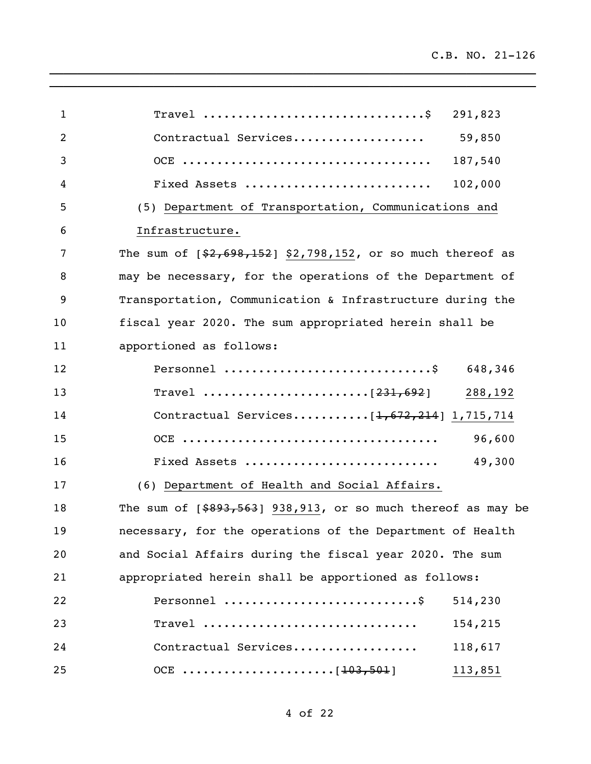Travel ...............................$ 291,823

Contractual Services.................. 59,850

OCE .................................. 187,540

Fixed Assets .......................... 102,000

(5) Department of Transportation, Communications and Infrastructure.

The sum of [~~$2,698,152~~] $2,798,152, or so much thereof as may be necessary, for the operations of the Department of Transportation, Communication & Infrastructure during the fiscal year 2020. The sum appropriated herein shall be apportioned as follows:

Personnel .............................$ 648,346

Travel .......................[~~231,692~~] 288,192

Contractual Services...........[~~1,672,214~~] 1,715,714

OCE .................................. 96,600

Fixed Assets .......................... 49,300

(6) Department of Health and Social Affairs.

The sum of [~~$893,563~~] 938,913, or so much thereof as may be necessary, for the operations of the Department of Health and Social Affairs during the fiscal year 2020. The sum appropriated herein shall be apportioned as follows:

Personnel ...........................$ 514,230

Travel .............................. 154,215

Contractual Services.................. 118,617

OCE .....................[~~103,501~~] 113,851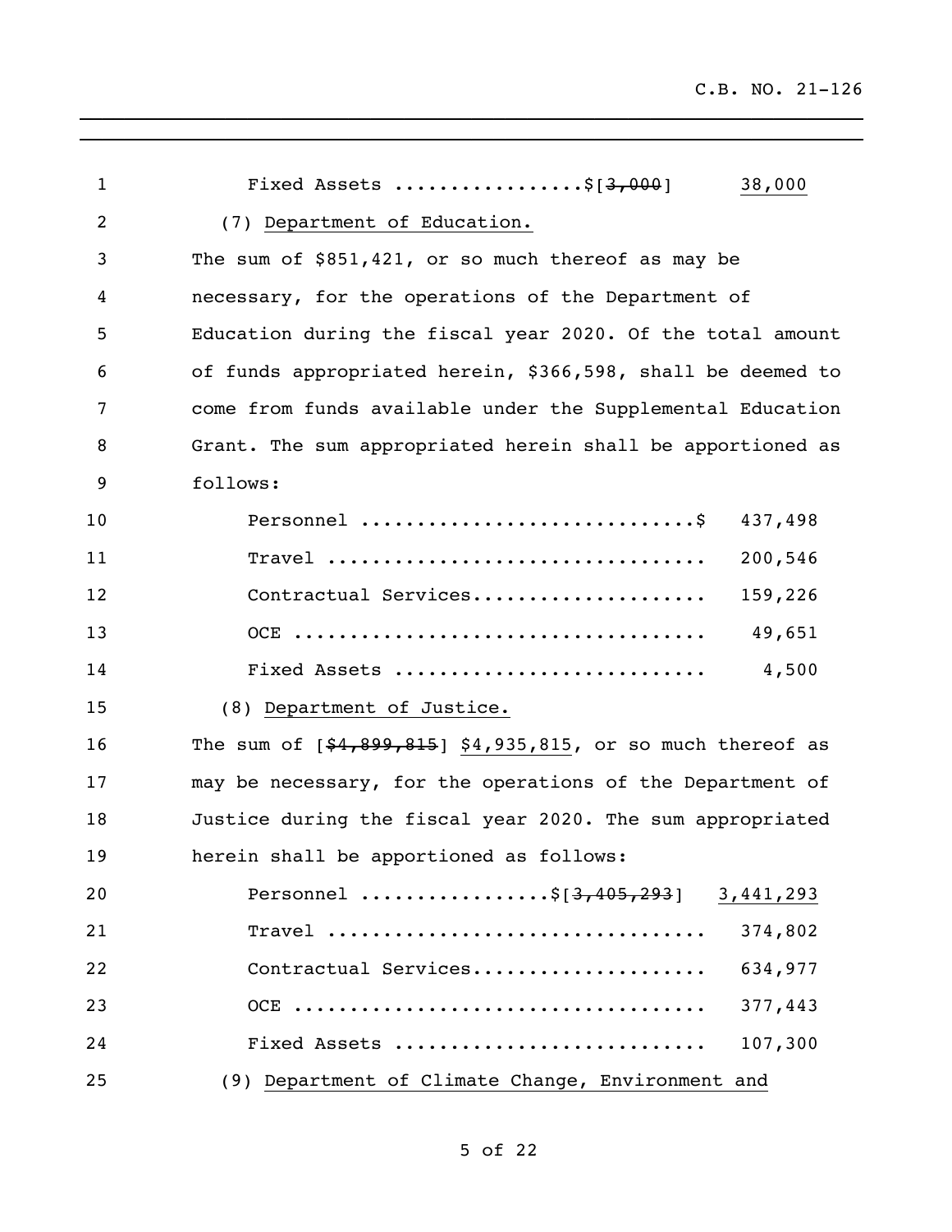Fixed Assets ................$[~~3,000~~] <u>38,000</u>

(7) <u>Department of Education.</u>

The sum of $851,421, or so much thereof as may be necessary, for the operations of the Department of Education during the fiscal year 2020. Of the total amount of funds appropriated herein, $366,598, shall be deemed to come from funds available under the Supplemental Education Grant. The sum appropriated herein shall be apportioned as follows:

| | |
|---|---|
| Personnel .............................$ | 437,498 |
| Travel ................................. | 200,546 |
| Contractual Services.................... | 159,226 |
| OCE .................................... | 49,651 |
| Fixed Assets ........................... | 4,500 |

(8) <u>Department of Justice.</u>

The sum of [~~$4,899,815~~] <u>$4,935,815</u>, or so much thereof as may be necessary, for the operations of the Department of Justice during the fiscal year 2020. The sum appropriated herein shall be apportioned as follows:

| | |
|---|---|
| Personnel ................$[~~3,405,293~~] | <u>3,441,293</u> |
| Travel ................................. | 374,802 |
| Contractual Services.................... | 634,977 |
| OCE .................................... | 377,443 |
| Fixed Assets ........................... | 107,300 |

(9) <u>Department of Climate Change, Environment and</u>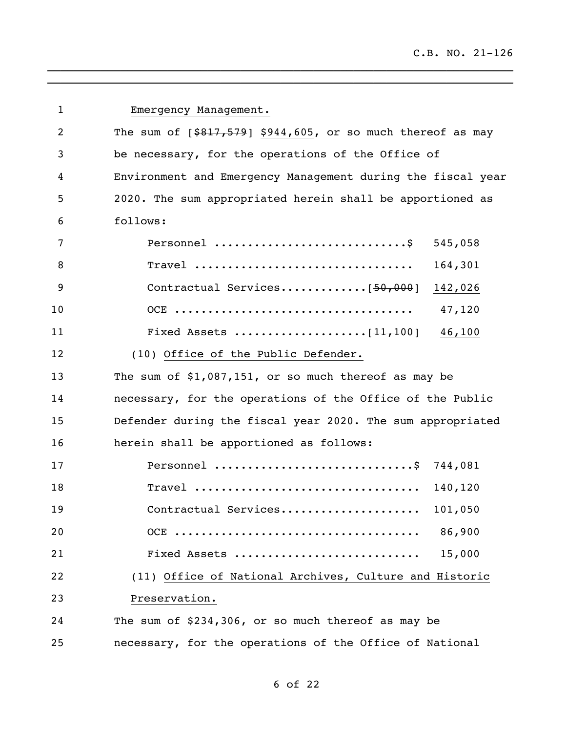Emergency Management.

The sum of [~~$817,579~~] $944,605, or so much thereof as may be necessary, for the operations of the Office of Environment and Emergency Management during the fiscal year 2020. The sum appropriated herein shall be apportioned as follows:

| | |
|---|---|
| Personnel .............................$ | 545,058 |
| Travel ................................ | 164,301 |
| Contractual Services.............[~~50,000~~] | 142,026 |
| OCE .................................. | 47,120 |
| Fixed Assets ...................[~~11,100~~] | 46,100 |

(10) Office of the Public Defender.

The sum of $1,087,151, or so much thereof as may be necessary, for the operations of the Office of the Public Defender during the fiscal year 2020. The sum appropriated herein shall be apportioned as follows:

| | |
|---|---|
| Personnel .............................$ | 744,081 |
| Travel ................................ | 140,120 |
| Contractual Services.................... | 101,050 |
| OCE .................................. | 86,900 |
| Fixed Assets .......................... | 15,000 |

(11) Office of National Archives, Culture and Historic Preservation.

The sum of $234,306, or so much thereof as may be necessary, for the operations of the Office of National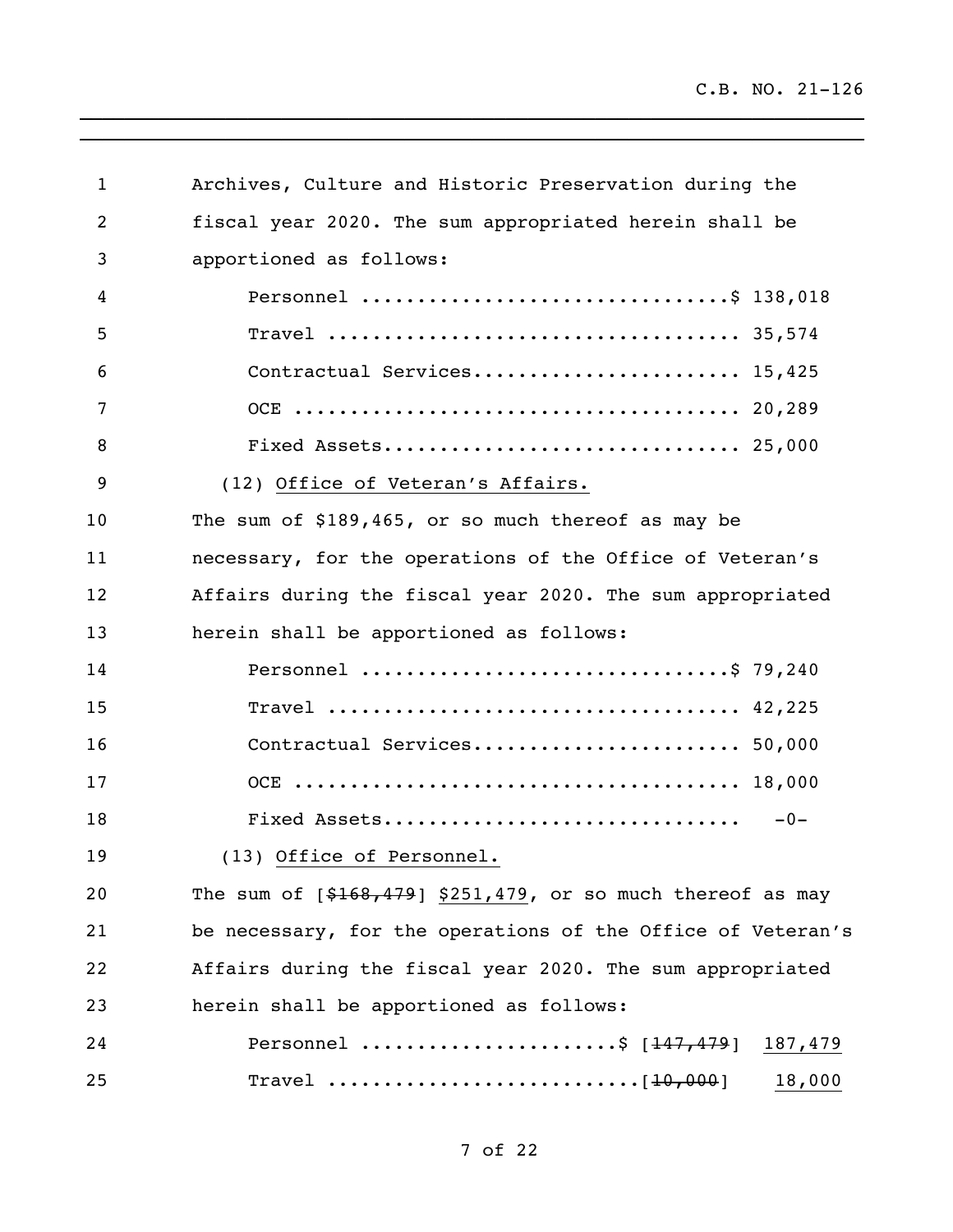Archives, Culture and Historic Preservation during the fiscal year 2020. The sum appropriated herein shall be apportioned as follows:

Personnel ................................$ 138,018
Travel .................................... 35,574
Contractual Services....................... 15,425
OCE ....................................... 20,289
Fixed Assets............................... 25,000

(12) Office of Veteran's Affairs.

The sum of $189,465, or so much thereof as may be necessary, for the operations of the Office of Veteran's Affairs during the fiscal year 2020. The sum appropriated herein shall be apportioned as follows:

Personnel ................................$ 79,240
Travel .................................... 42,225
Contractual Services....................... 50,000
OCE ....................................... 18,000
Fixed Assets............................... -0-

(13) Office of Personnel.

The sum of [~~$168,479~~] $251,479, or so much thereof as may be necessary, for the operations of the Office of Veteran's Affairs during the fiscal year 2020. The sum appropriated herein shall be apportioned as follows:

Personnel ......................$ [~~147,479~~] 187,479
Travel ..........................[~~10,000~~] 18,000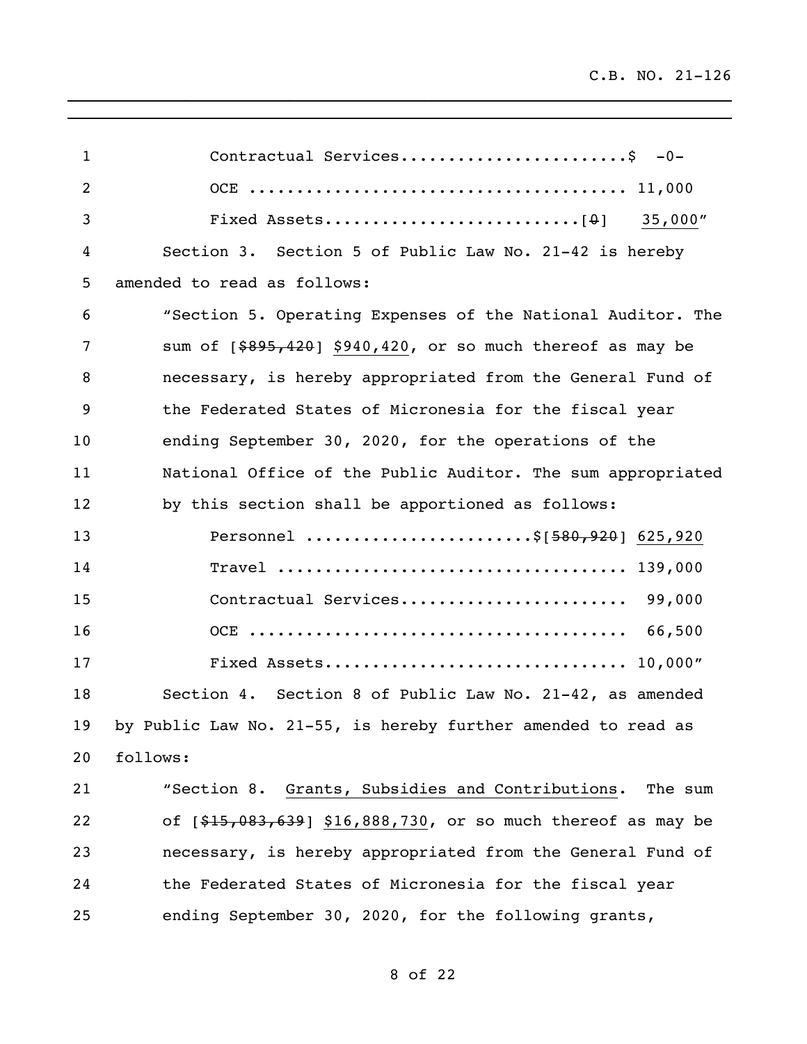Contractual Services........................$ -0-

OCE ....................................... 11,000

Fixed Assets..........................[~~0~~] 35,000"

Section 3. Section 5 of Public Law No. 21-42 is hereby amended to read as follows:

"Section 5. Operating Expenses of the National Auditor. The sum of [~~$895,420~~] <u>$940,420</u>, or so much thereof as may be necessary, is hereby appropriated from the General Fund of the Federated States of Micronesia for the fiscal year ending September 30, 2020, for the operations of the National Office of the Public Auditor. The sum appropriated by this section shall be apportioned as follows:

Personnel .......................$[~~580,920~~] <u>625,920</u>

Travel .................................... 139,000

Contractual Services........................ 99,000

OCE ....................................... 66,500

Fixed Assets............................... 10,000"

Section 4. Section 8 of Public Law No. 21-42, as amended by Public Law No. 21-55, is hereby further amended to read as follows:

"Section 8. <u>Grants, Subsidies and Contributions</u>. The sum of [~~$15,083,639~~] <u>$16,888,730</u>, or so much thereof as may be necessary, is hereby appropriated from the General Fund of the Federated States of Micronesia for the fiscal year ending September 30, 2020, for the following grants,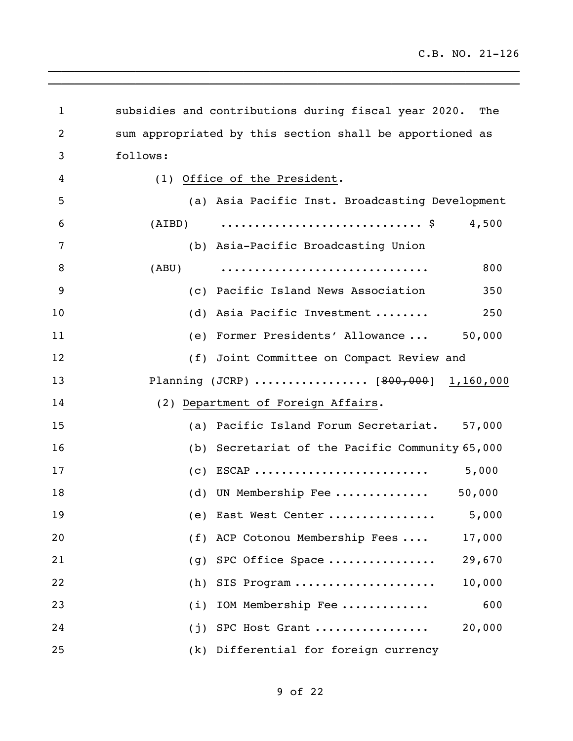subsidies and contributions during fiscal year 2020. The sum appropriated by this section shall be apportioned as follows:

(1) Office of the President.

(a) Asia Pacific Inst. Broadcasting Development (AIBD) .............................. $ 4,500

(b) Asia-Pacific Broadcasting Union (ABU) .............................. 800

(c) Pacific Island News Association 350

(d) Asia Pacific Investment ........ 250

(e) Former Presidents' Allowance ... 50,000

(f) Joint Committee on Compact Review and Planning (JCRP) ................ [~~800,000~~] 1,160,000

(2) Department of Foreign Affairs.

(a) Pacific Island Forum Secretariat. 57,000

(b) Secretariat of the Pacific Community 65,000

(c) ESCAP ......................... 5,000

(d) UN Membership Fee ............. 50,000

(e) East West Center ............... 5,000

(f) ACP Cotonou Membership Fees .... 17,000

(g) SPC Office Space ............... 29,670

(h) SIS Program .................... 10,000

(i) IOM Membership Fee ............ 600

(j) SPC Host Grant ................ 20,000

(k) Differential for foreign currency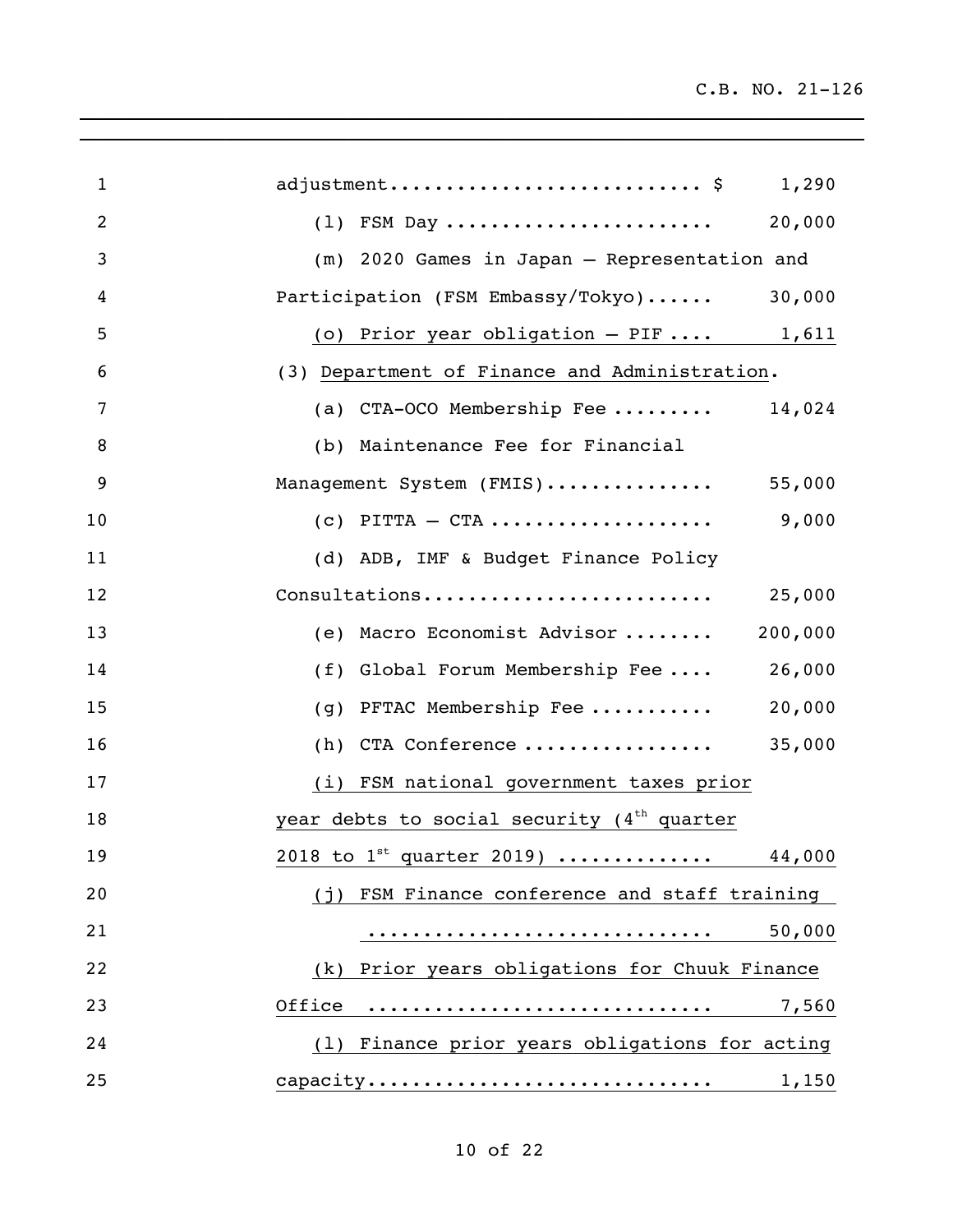adjustment............................ $ 1,290

(l) FSM Day ........................ 20,000

(m) 2020 Games in Japan – Representation and Participation (FSM Embassy/Tokyo)...... 30,000

(o) Prior year obligation – PIF .... 1,611

(3) Department of Finance and Administration.

(a) CTA-OCO Membership Fee ......... 14,024

(b) Maintenance Fee for Financial Management System (FMIS)............... 55,000

(c) PITTA – CTA .................... 9,000

(d) ADB, IMF & Budget Finance Policy Consultations......................... 25,000

(e) Macro Economist Advisor ........ 200,000

(f) Global Forum Membership Fee .... 26,000

(g) PFTAC Membership Fee ........... 20,000

(h) CTA Conference ................. 35,000

(i) FSM national government taxes prior year debts to social security (4th quarter 2018 to 1st quarter 2019) ............. 44,000

(j) FSM Finance conference and staff training .............................. 50,000

(k) Prior years obligations for Chuuk Finance Office ............................. 7,560

(l) Finance prior years obligations for acting capacity.............................. 1,150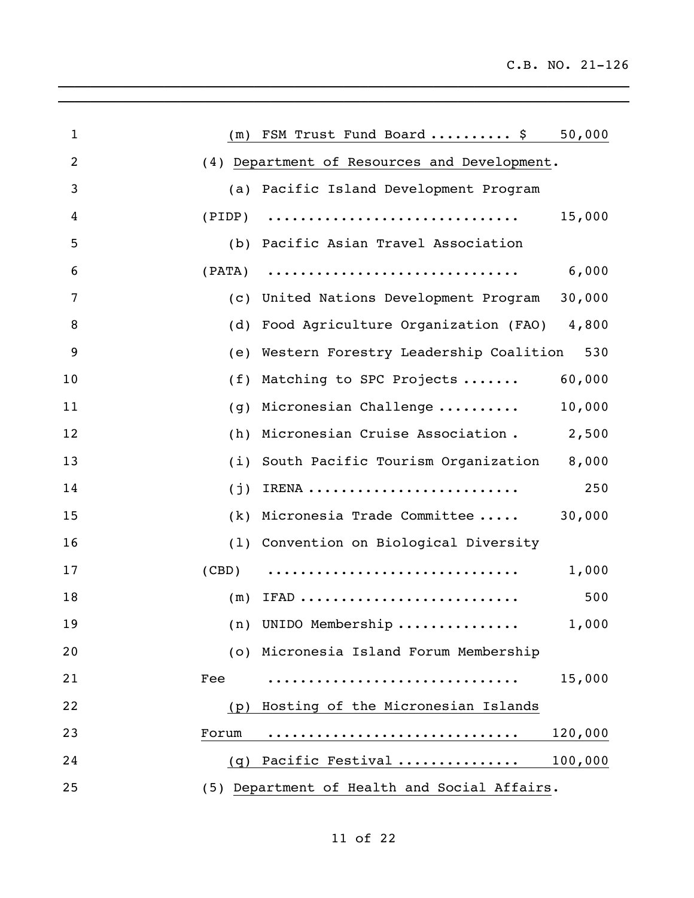(m) FSM Trust Fund Board .......... $ 50,000

(4) Department of Resources and Development.

(a) Pacific Island Development Program (PIDP) .............................. 15,000

(b) Pacific Asian Travel Association (PATA) .............................. 6,000

(c) United Nations Development Program 30,000

(d) Food Agriculture Organization (FAO) 4,800

(e) Western Forestry Leadership Coalition 530

(f) Matching to SPC Projects ....... 60,000

(g) Micronesian Challenge .......... 10,000

(h) Micronesian Cruise Association . 2,500

(i) South Pacific Tourism Organization 8,000

(j) IRENA ......................... 250

(k) Micronesia Trade Committee ..... 30,000

(l) Convention on Biological Diversity (CBD) .............................. 1,000

(m) IFAD .......................... 500

(n) UNIDO Membership .............. 1,000

(o) Micronesia Island Forum Membership Fee .............................. 15,000

(p) Hosting of the Micronesian Islands Forum .............................. 120,000

(q) Pacific Festival .............. 100,000

(5) Department of Health and Social Affairs.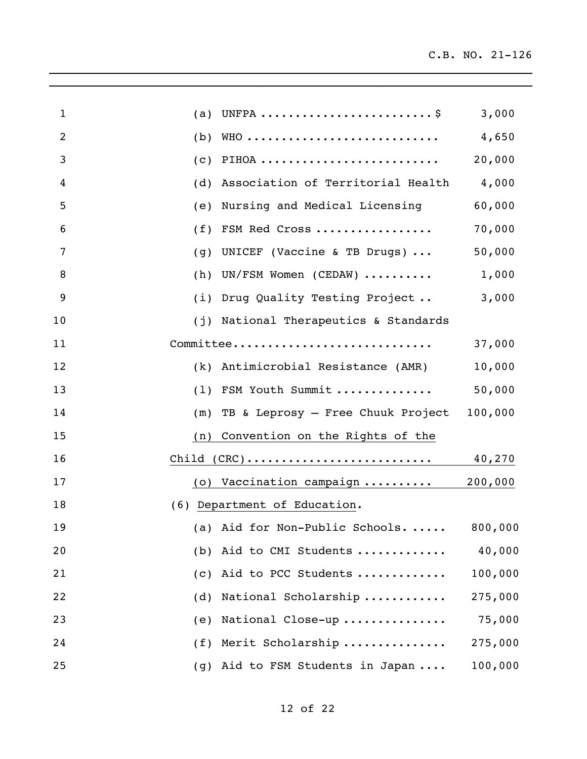(a) UNFPA .......................... $ 3,000

(b) WHO ............................ 4,650

(c) PIHOA .......................... 20,000

(d) Association of Territorial Health 4,000

(e) Nursing and Medical Licensing 60,000

(f) FSM Red Cross ................. 70,000

(g) UNICEF (Vaccine & TB Drugs) ... 50,000

(h) UN/FSM Women (CEDAW) .......... 1,000

(i) Drug Quality Testing Project .. 3,000

(j) National Therapeutics & Standards Committee............................ 37,000

(k) Antimicrobial Resistance (AMR) 10,000

(l) FSM Youth Summit .............. 50,000

(m) TB & Leprosy – Free Chuuk Project 100,000

(n) Convention on the Rights of the Child (CRC).......................... 40,270

(o) Vaccination campaign .......... 200,000

(6) Department of Education.

(a) Aid for Non-Public Schools. ..... 800,000

(b) Aid to CMI Students ............ 40,000

(c) Aid to PCC Students ............ 100,000

(d) National Scholarship ........... 275,000

(e) National Close-up .............. 75,000

(f) Merit Scholarship .............. 275,000

(g) Aid to FSM Students in Japan .... 100,000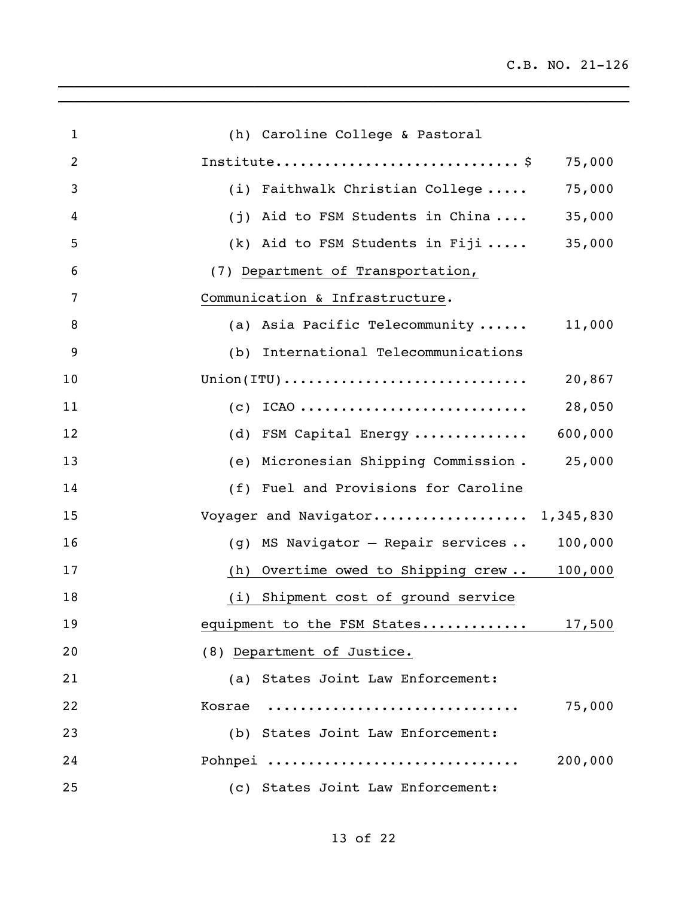(h) Caroline College & Pastoral Institute............................ $ 75,000

(i) Faithwalk Christian College ..... 75,000

(j) Aid to FSM Students in China .... 35,000

(k) Aid to FSM Students in Fiji ..... 35,000

(7) Department of Transportation, Communication & Infrastructure.

(a) Asia Pacific Telecommunity ...... 11,000

(b) International Telecommunications Union(ITU)............................ 20,867

(c) ICAO ........................... 28,050

(d) FSM Capital Energy ............. 600,000

(e) Micronesian Shipping Commission . 25,000

(f) Fuel and Provisions for Caroline Voyager and Navigator.................. 1,345,830

(g) MS Navigator – Repair services .. 100,000

(h) Overtime owed to Shipping crew .. 100,000

(i) Shipment cost of ground service equipment to the FSM States............ 17,500

(8) Department of Justice.

(a) States Joint Law Enforcement: Kosrae .............................. 75,000

(b) States Joint Law Enforcement: Pohnpei ............................. 200,000

(c) States Joint Law Enforcement: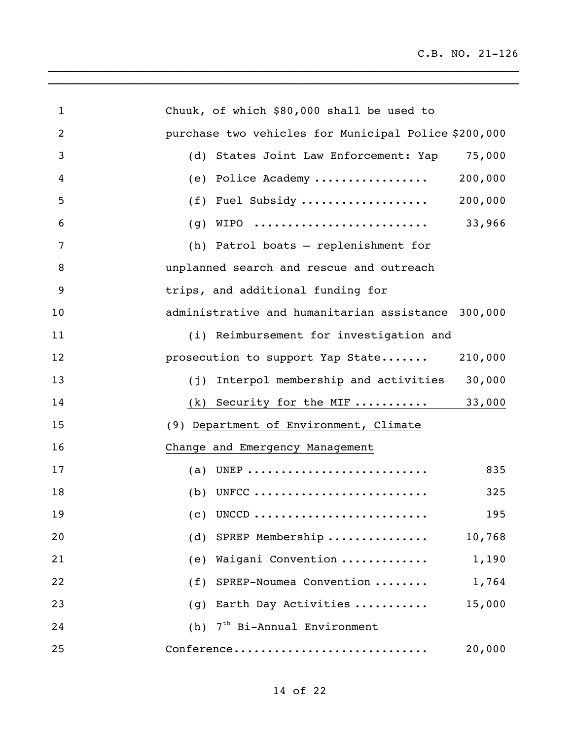Chuuk, of which $80,000 shall be used to purchase two vehicles for Municipal Police $200,000

(d) States Joint Law Enforcement: Yap 75,000

(e) Police Academy ................ 200,000

(f) Fuel Subsidy .................. 200,000

(g) WIPO ......................... 33,966

(h) Patrol boats – replenishment for unplanned search and rescue and outreach trips, and additional funding for administrative and humanitarian assistance 300,000

(i) Reimbursement for investigation and prosecution to support Yap State....... 210,000

(j) Interpol membership and activities 30,000

(k) Security for the MIF .......... 33,000

(9) Department of Environment, Climate Change and Emergency Management

(a) UNEP .......................... 835

(b) UNFCC ......................... 325

(c) UNCCD ......................... 195

(d) SPREP Membership .............. 10,768

(e) Waigani Convention ............ 1,190

(f) SPREP-Noumea Convention ........ 1,764

(g) Earth Day Activities .......... 15,000

(h) 7th Bi-Annual Environment Conference............................ 20,000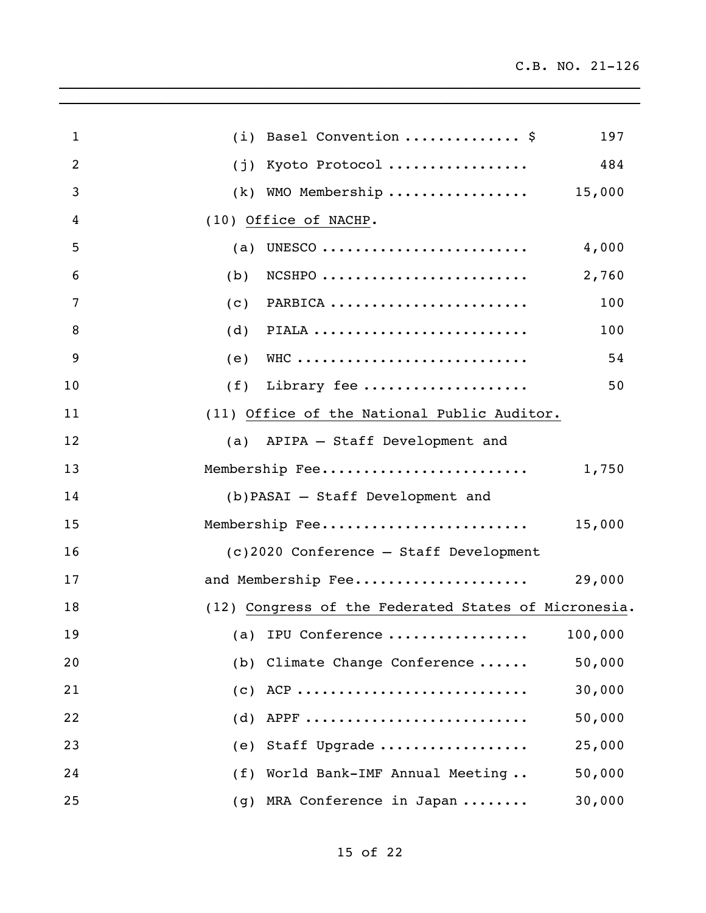(i) Basel Convention .............. $ 197

(j) Kyoto Protocol ................ 484

(k) WMO Membership ................ 15,000

(10) Office of NACHP.

(a) UNESCO ........................ 4,000

(b) NCSHPO ........................ 2,760

(c) PARBICA ....................... 100

(d) PIALA ......................... 100

(e) WHC ........................... 54

(f) Library fee ................... 50

(11) Office of the National Public Auditor.

(a) APIPA – Staff Development and Membership Fee........................ 1,750

(b) PASAI – Staff Development and Membership Fee........................ 15,000

(c) 2020 Conference – Staff Development and Membership Fee.................... 29,000

(12) Congress of the Federated States of Micronesia.

(a) IPU Conference ................ 100,000

(b) Climate Change Conference ...... 50,000

(c) ACP ........................... 30,000

(d) APPF .......................... 50,000

(e) Staff Upgrade ................. 25,000

(f) World Bank-IMF Annual Meeting .. 50,000

(g) MRA Conference in Japan ........ 30,000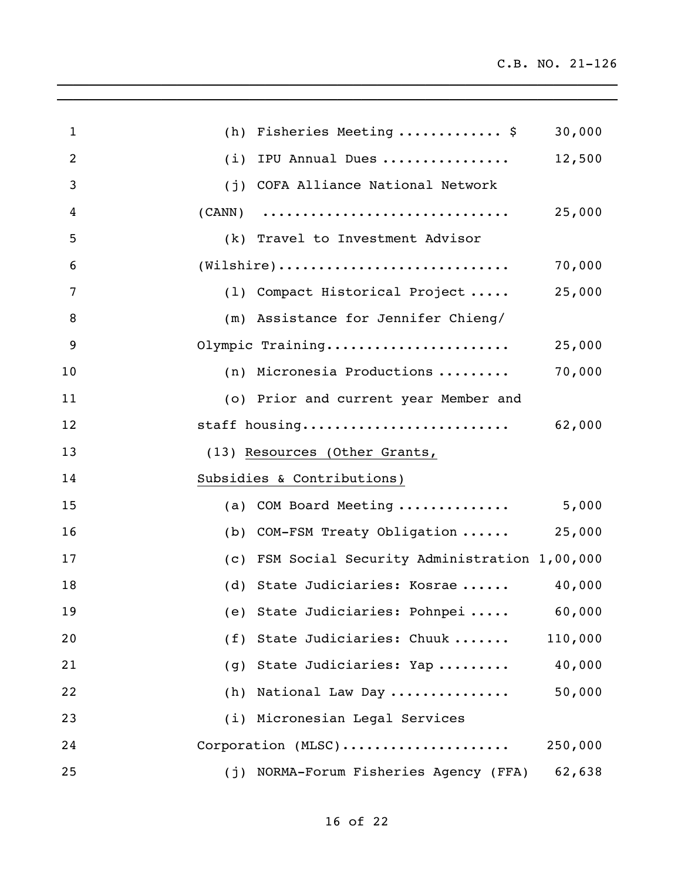(h) Fisheries Meeting ............ $ 30,000

(i) IPU Annual Dues ............... 12,500

(j) COFA Alliance National Network (CANN) .............................. 25,000

(k) Travel to Investment Advisor (Wilshire)............................ 70,000

(l) Compact Historical Project ..... 25,000

(m) Assistance for Jennifer Chieng/ Olympic Training...................... 25,000

(n) Micronesia Productions ......... 70,000

(o) Prior and current year Member and staff housing......................... 62,000

(13) <u>Resources (Other Grants, Subsidies & Contributions)</u>

(a) COM Board Meeting ............. 5,000

(b) COM-FSM Treaty Obligation ...... 25,000

(c) FSM Social Security Administration 1,00,000

(d) State Judiciaries: Kosrae ...... 40,000

(e) State Judiciaries: Pohnpei ..... 60,000

(f) State Judiciaries: Chuuk ....... 110,000

(g) State Judiciaries: Yap ......... 40,000

(h) National Law Day .............. 50,000

(i) Micronesian Legal Services Corporation (MLSC).................... 250,000

(j) NORMA-Forum Fisheries Agency (FFA) 62,638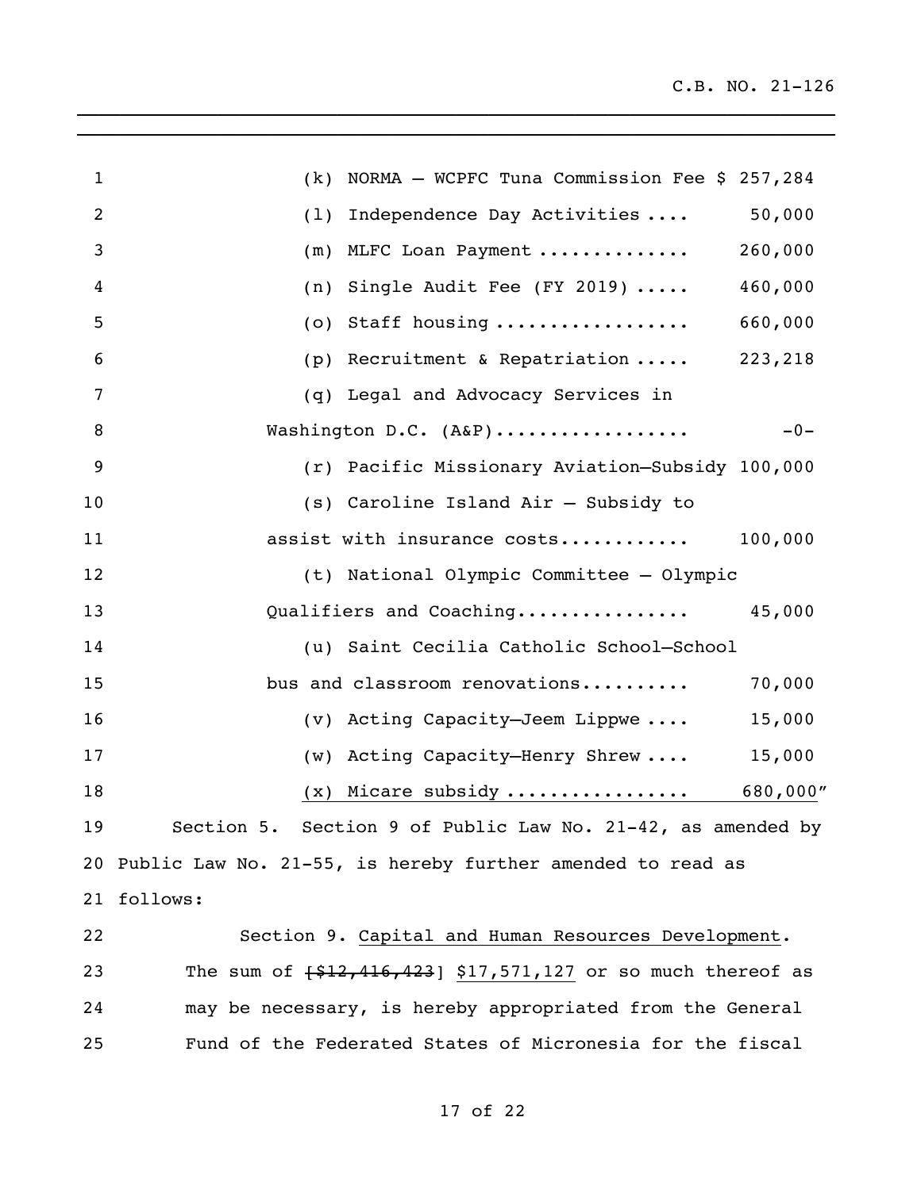(k) NORMA – WCPFC Tuna Commission Fee $ 257,284

(l) Independence Day Activities .... 50,000

(m) MLFC Loan Payment ............. 260,000

(n) Single Audit Fee (FY 2019) ..... 460,000

(o) Staff housing ................. 660,000

(p) Recruitment & Repatriation ..... 223,218

(q) Legal and Advocacy Services in Washington D.C. (A&P)................. -0-

(r) Pacific Missionary Aviation–Subsidy 100,000

(s) Caroline Island Air – Subsidy to assist with insurance costs........... 100,000

(t) National Olympic Committee – Olympic Qualifiers and Coaching............... 45,000

(u) Saint Cecilia Catholic School–School bus and classroom renovations.......... 70,000

(v) Acting Capacity–Jeem Lippwe .... 15,000

(w) Acting Capacity–Henry Shrew .... 15,000

(x) Micare subsidy ................ 680,000"

Section 5. Section 9 of Public Law No. 21-42, as amended by Public Law No. 21-55, is hereby further amended to read as follows:

Section 9. Capital and Human Resources Development. The sum of [~~$12,416,423~~] $17,571,127 or so much thereof as may be necessary, is hereby appropriated from the General Fund of the Federated States of Micronesia for the fiscal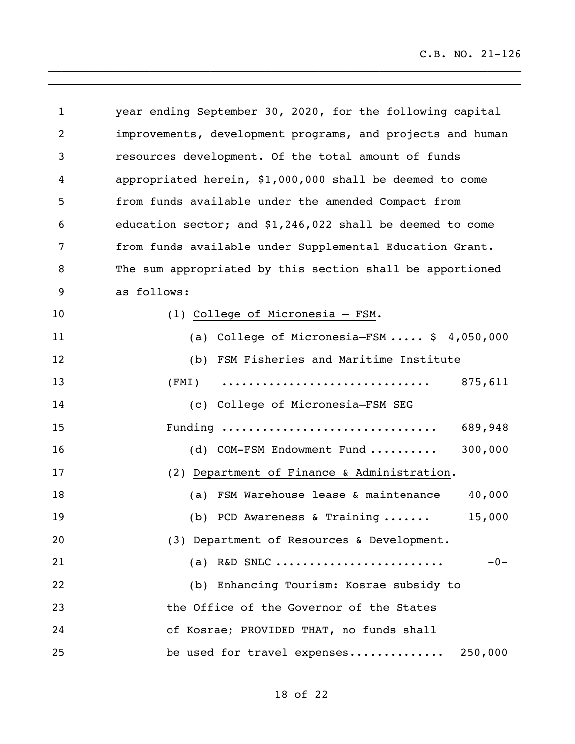year ending September 30, 2020, for the following capital improvements, development programs, and projects and human resources development. Of the total amount of funds appropriated herein, $1,000,000 shall be deemed to come from funds available under the amended Compact from education sector; and $1,246,022 shall be deemed to come from funds available under Supplemental Education Grant. The sum appropriated by this section shall be apportioned as follows:

(1) College of Micronesia – FSM.

(a) College of Micronesia–FSM ..... $ 4,050,000

(b) FSM Fisheries and Maritime Institute (FMI) .............................. 875,611

(c) College of Micronesia–FSM SEG Funding ............................... 689,948

(d) COM-FSM Endowment Fund .......... 300,000

(2) Department of Finance & Administration.

(a) FSM Warehouse lease & maintenance 40,000

(b) PCD Awareness & Training ....... 15,000

(3) Department of Resources & Development.

(a) R&D SNLC ........................ -0-

(b) Enhancing Tourism: Kosrae subsidy to the Office of the Governor of the States of Kosrae; PROVIDED THAT, no funds shall be used for travel expenses............. 250,000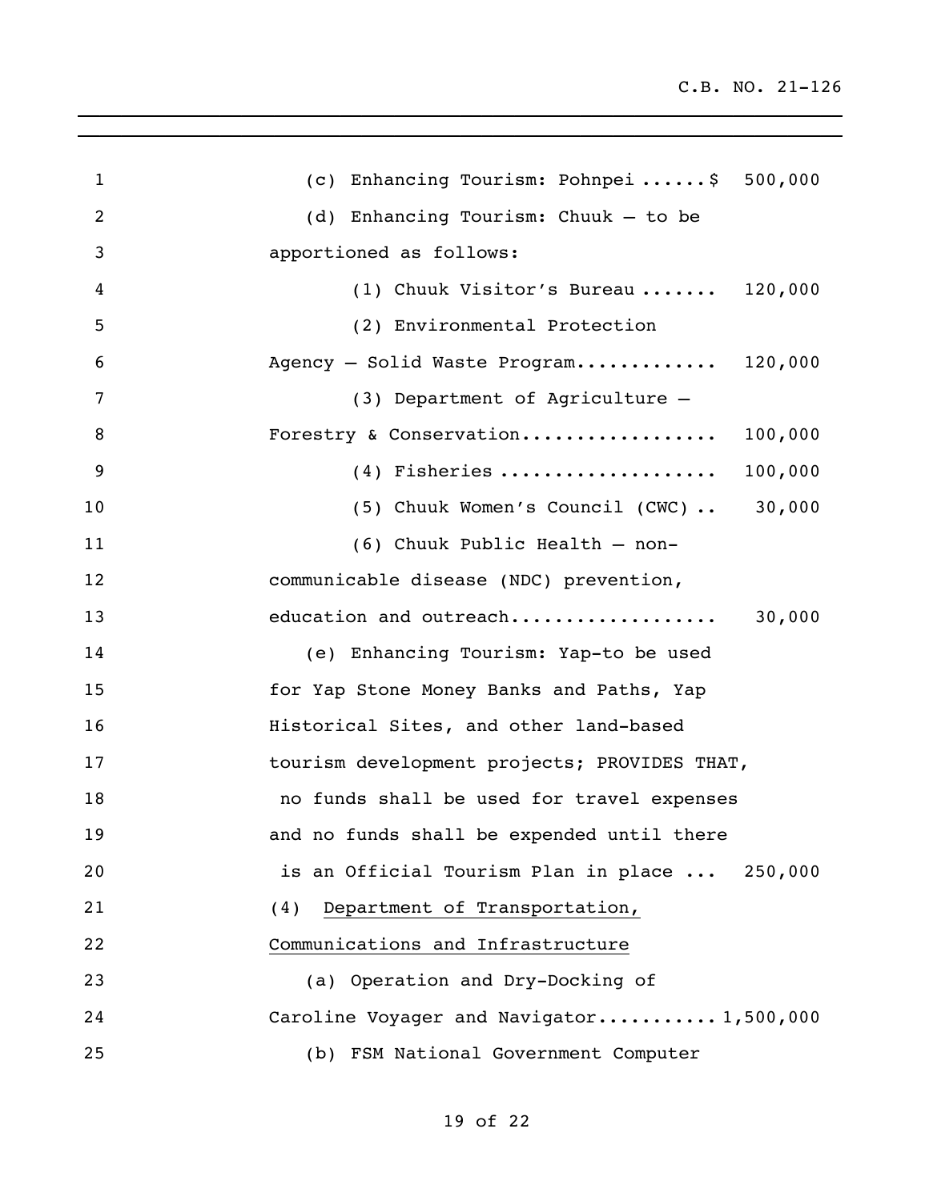(c) Enhancing Tourism: Pohnpei ......$ 500,000

(d) Enhancing Tourism: Chuuk – to be apportioned as follows:

(1) Chuuk Visitor's Bureau ....... 120,000

(2) Environmental Protection Agency – Solid Waste Program............. 120,000

(3) Department of Agriculture – Forestry & Conservation.................. 100,000

(4) Fisheries .................... 100,000

(5) Chuuk Women's Council (CWC) .. 30,000

(6) Chuuk Public Health – non-communicable disease (NDC) prevention, education and outreach................... 30,000

(e) Enhancing Tourism: Yap-to be used for Yap Stone Money Banks and Paths, Yap Historical Sites, and other land-based tourism development projects; PROVIDES THAT, no funds shall be used for travel expenses and no funds shall be expended until there is an Official Tourism Plan in place ... 250,000

(4) Department of Transportation, Communications and Infrastructure

(a) Operation and Dry-Docking of Caroline Voyager and Navigator........... 1,500,000

(b) FSM National Government Computer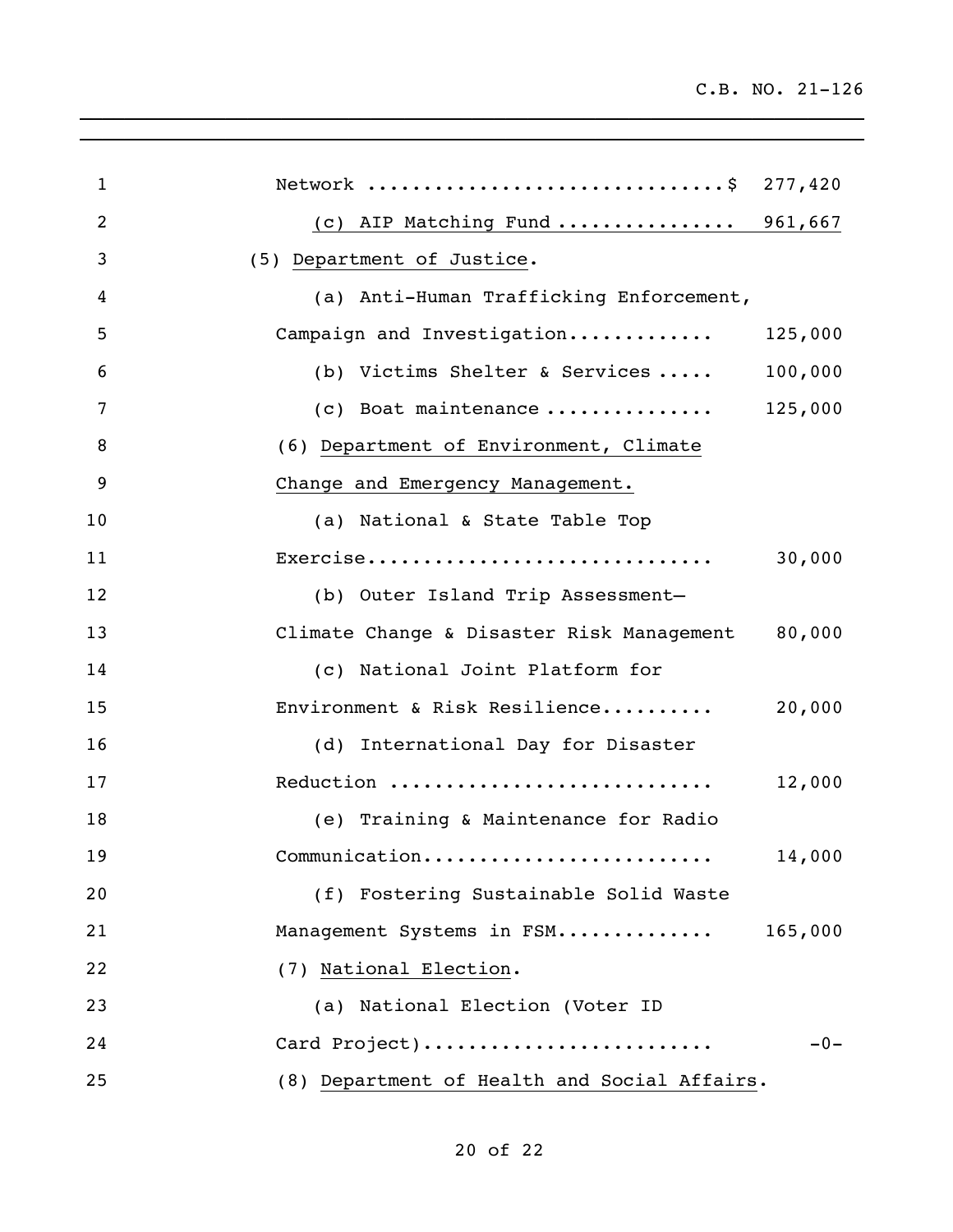Network ................................$ 277,420

(c) AIP Matching Fund ............... 961,667

(5) Department of Justice.

(a) Anti-Human Trafficking Enforcement, Campaign and Investigation............ 125,000

(b) Victims Shelter & Services ..... 100,000

(c) Boat maintenance .............. 125,000

(6) Department of Environment, Climate Change and Emergency Management.

(a) National & State Table Top Exercise.............................. 30,000

(b) Outer Island Trip Assessment–Climate Change & Disaster Risk Management 80,000

(c) National Joint Platform for Environment & Risk Resilience.......... 20,000

(d) International Day for Disaster Reduction ............................ 12,000

(e) Training & Maintenance for Radio Communication......................... 14,000

(f) Fostering Sustainable Solid Waste Management Systems in FSM............. 165,000

(7) National Election.

(a) National Election (Voter ID Card Project)......................... -0-

(8) Department of Health and Social Affairs.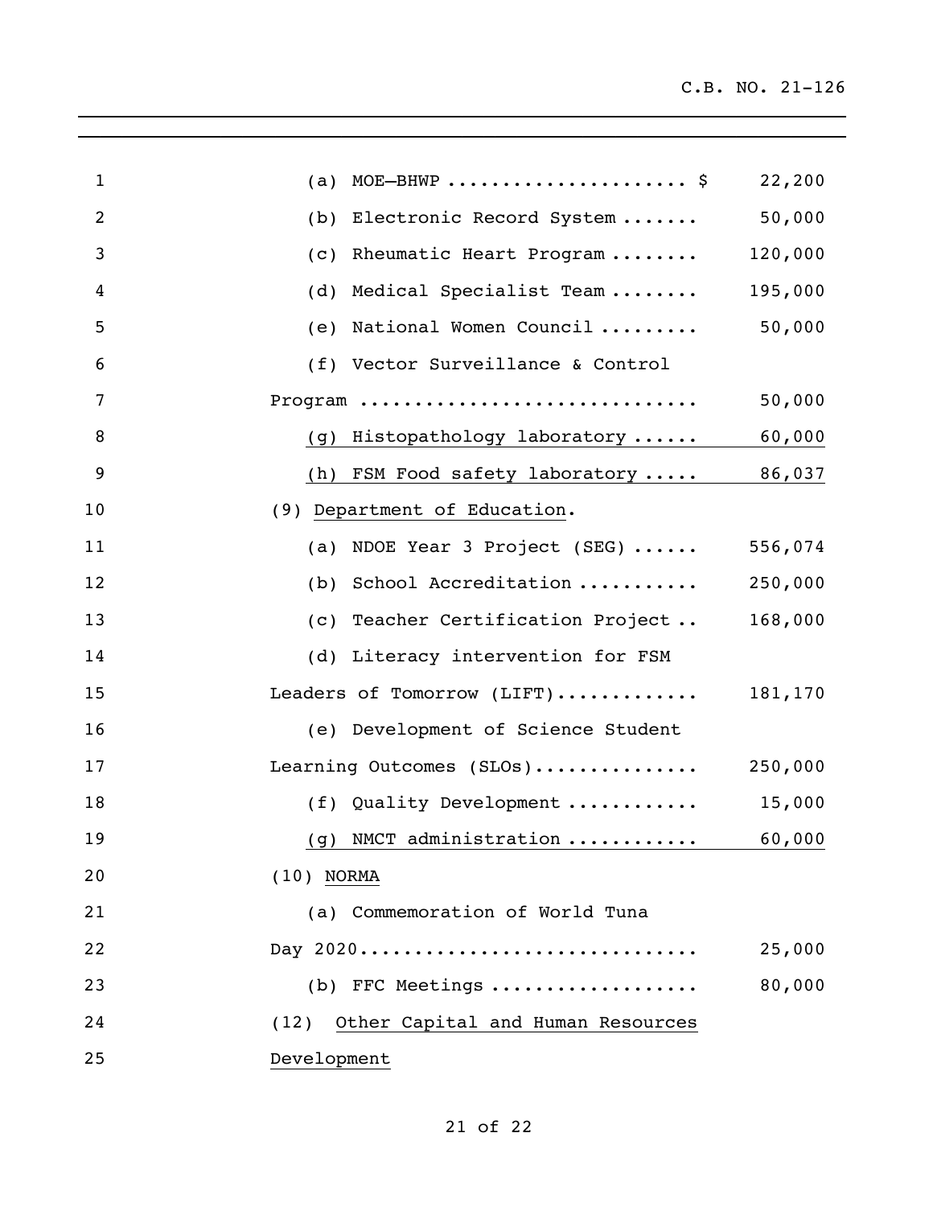(a) MOE—BHWP ..................... $ 22,200

(b) Electronic Record System ....... 50,000

(c) Rheumatic Heart Program ........ 120,000

(d) Medical Specialist Team ........ 195,000

(e) National Women Council ......... 50,000

(f) Vector Surveillance & Control Program .............................. 50,000

(g) Histopathology laboratory ...... 60,000

(h) FSM Food safety laboratory ..... 86,037

(9) Department of Education.

(a) NDOE Year 3 Project (SEG) ...... 556,074

(b) School Accreditation ........... 250,000

(c) Teacher Certification Project .. 168,000

(d) Literacy intervention for FSM Leaders of Tomorrow (LIFT)............ 181,170

(e) Development of Science Student Learning Outcomes (SLOs)............... 250,000

(f) Quality Development ............ 15,000

(g) NMCT administration ............ 60,000

(10) NORMA

(a) Commemoration of World Tuna Day 2020.............................. 25,000

(b) FFC Meetings ................... 80,000

(12) Other Capital and Human Resources Development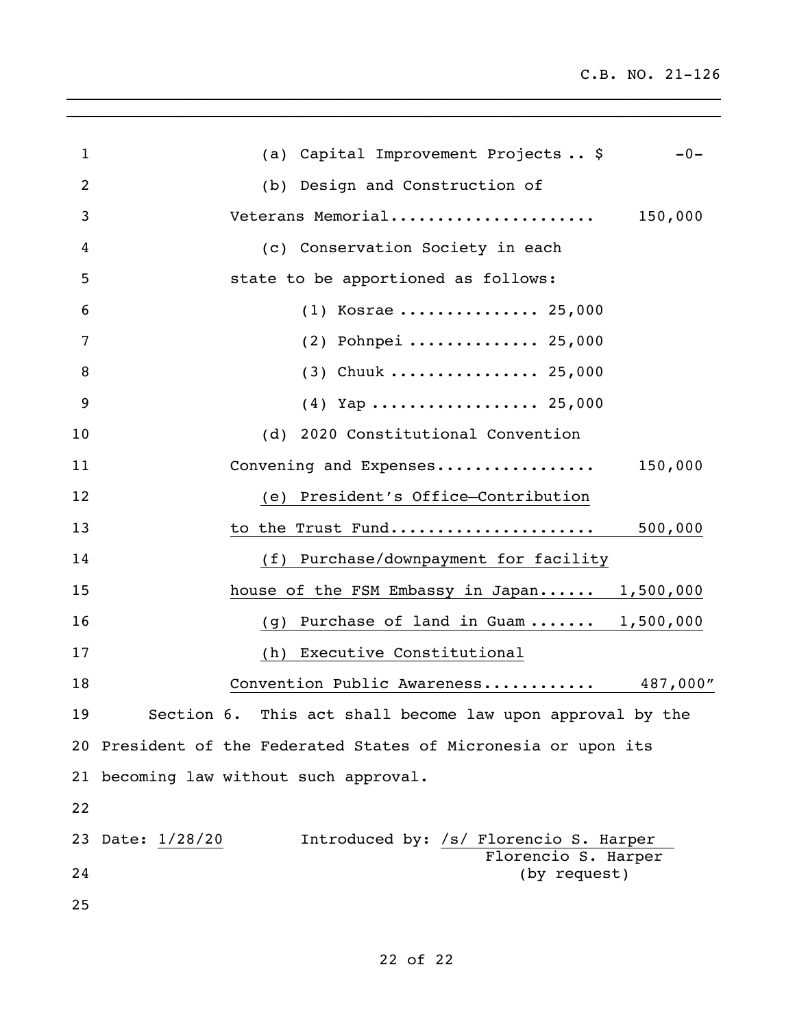(a) Capital Improvement Projects .. $ -0-

(b) Design and Construction of Veterans Memorial..................... 150,000

(c) Conservation Society in each state to be apportioned as follows:

(1) Kosrae ............... 25,000

(2) Pohnpei .............. 25,000

(3) Chuuk ................ 25,000

(4) Yap .................. 25,000

(d) 2020 Constitutional Convention Convening and Expenses................. 150,000

(e) President's Office—Contribution to the Trust Fund..................... 500,000

(f) Purchase/downpayment for facility house of the FSM Embassy in Japan...... 1,500,000

(g) Purchase of land in Guam ....... 1,500,000

(h) Executive Constitutional Convention Public Awareness........... 487,000"

Section 6. This act shall become law upon approval by the President of the Federated States of Micronesia or upon its becoming law without such approval.

Date: 1/28/20

Introduced by: /s/ Florencio S. Harper
Florencio S. Harper
(by request)